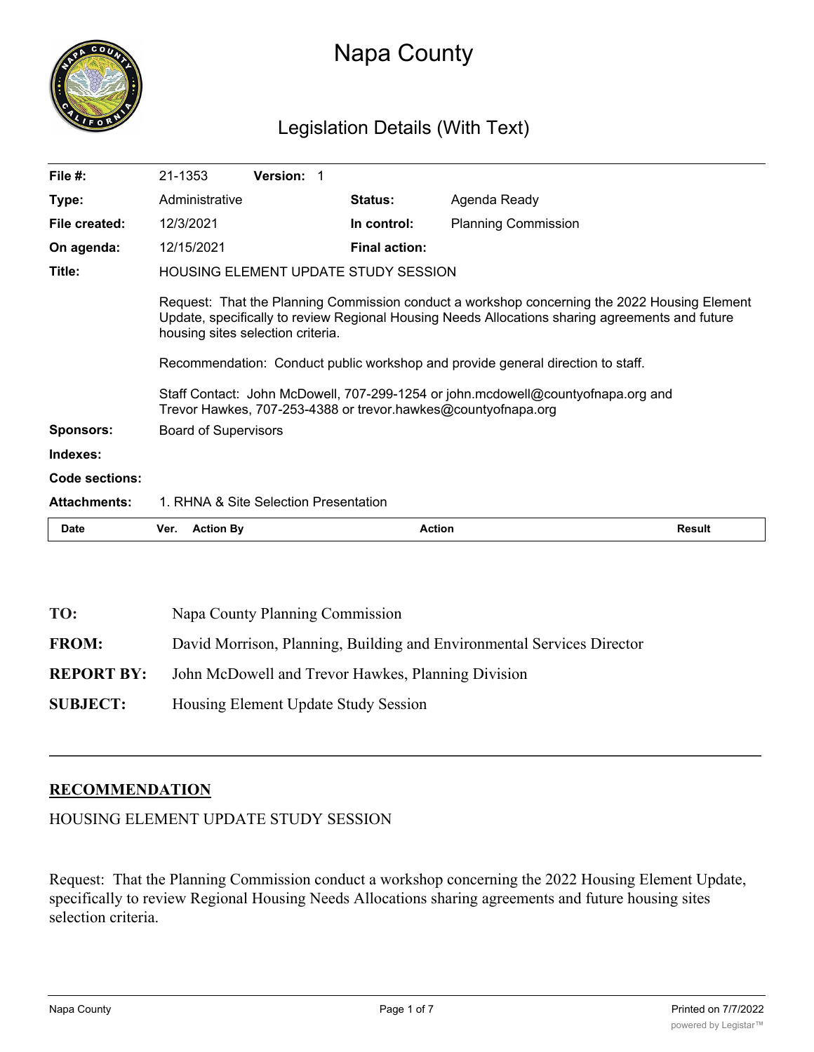# Napa County

## Legislation Details (With Text)

| | | | | |
|---|---|---|---|---|
| **File #:** | 21-1353 | **Version:** 1 | | |
| **Type:** | Administrative | | **Status:** | Agenda Ready |
| **File created:** | 12/3/2021 | | **In control:** | Planning Commission |
| **On agenda:** | 12/15/2021 | | **Final action:** | |

**Title:** HOUSING ELEMENT UPDATE STUDY SESSION

Request: That the Planning Commission conduct a workshop concerning the 2022 Housing Element Update, specifically to review Regional Housing Needs Allocations sharing agreements and future housing sites selection criteria.

Recommendation: Conduct public workshop and provide general direction to staff.

Staff Contact: John McDowell, 707-299-1254 or john.mcdowell@countyofnapa.org and Trevor Hawkes, 707-253-4388 or trevor.hawkes@countyofnapa.org

**Sponsors:** Board of Supervisors

**Indexes:**

**Code sections:**

**Attachments:** 1. RHNA & Site Selection Presentation

| Date | Ver. | Action By | Action | Result |
|---|---|---|---|---|

**TO:** Napa County Planning Commission

**FROM:** David Morrison, Planning, Building and Environmental Services Director

**REPORT BY:** John McDowell and Trevor Hawkes, Planning Division

**SUBJECT:** Housing Element Update Study Session

## RECOMMENDATION

HOUSING ELEMENT UPDATE STUDY SESSION

Request: That the Planning Commission conduct a workshop concerning the 2022 Housing Element Update, specifically to review Regional Housing Needs Allocations sharing agreements and future housing sites selection criteria.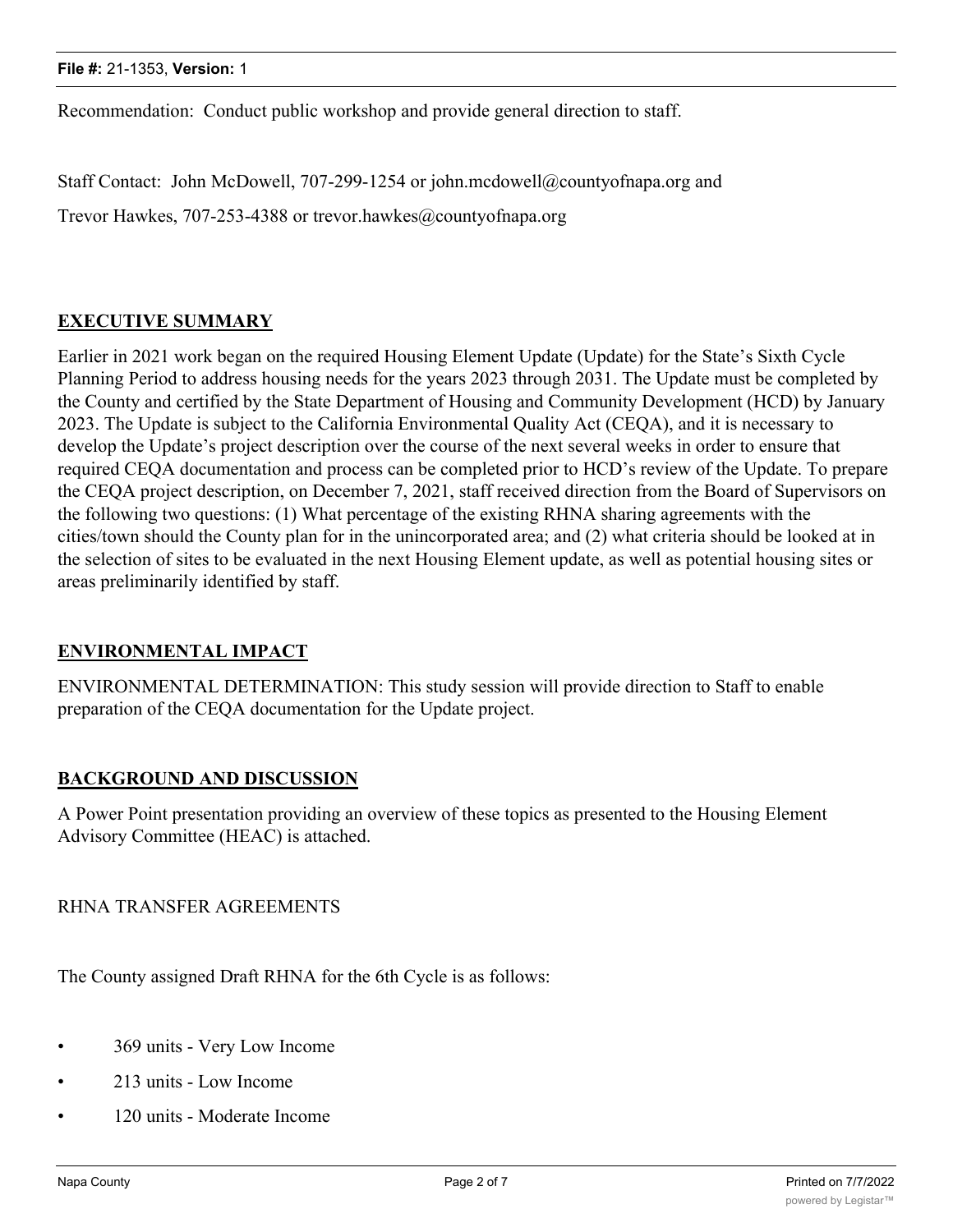Recommendation: Conduct public workshop and provide general direction to staff.

Staff Contact: John McDowell, 707-299-1254 or john.mcdowell@countyofnapa.org and

Trevor Hawkes, 707-253-4388 or trevor.hawkes@countyofnapa.org

## EXECUTIVE SUMMARY

Earlier in 2021 work began on the required Housing Element Update (Update) for the State's Sixth Cycle Planning Period to address housing needs for the years 2023 through 2031. The Update must be completed by the County and certified by the State Department of Housing and Community Development (HCD) by January 2023. The Update is subject to the California Environmental Quality Act (CEQA), and it is necessary to develop the Update's project description over the course of the next several weeks in order to ensure that required CEQA documentation and process can be completed prior to HCD's review of the Update. To prepare the CEQA project description, on December 7, 2021, staff received direction from the Board of Supervisors on the following two questions: (1) What percentage of the existing RHNA sharing agreements with the cities/town should the County plan for in the unincorporated area; and (2) what criteria should be looked at in the selection of sites to be evaluated in the next Housing Element update, as well as potential housing sites or areas preliminarily identified by staff.

## ENVIRONMENTAL IMPACT

ENVIRONMENTAL DETERMINATION: This study session will provide direction to Staff to enable preparation of the CEQA documentation for the Update project.

## BACKGROUND AND DISCUSSION

A Power Point presentation providing an overview of these topics as presented to the Housing Element Advisory Committee (HEAC) is attached.

RHNA TRANSFER AGREEMENTS

The County assigned Draft RHNA for the 6th Cycle is as follows:

- 369 units - Very Low Income
- 213 units - Low Income
- 120 units - Moderate Income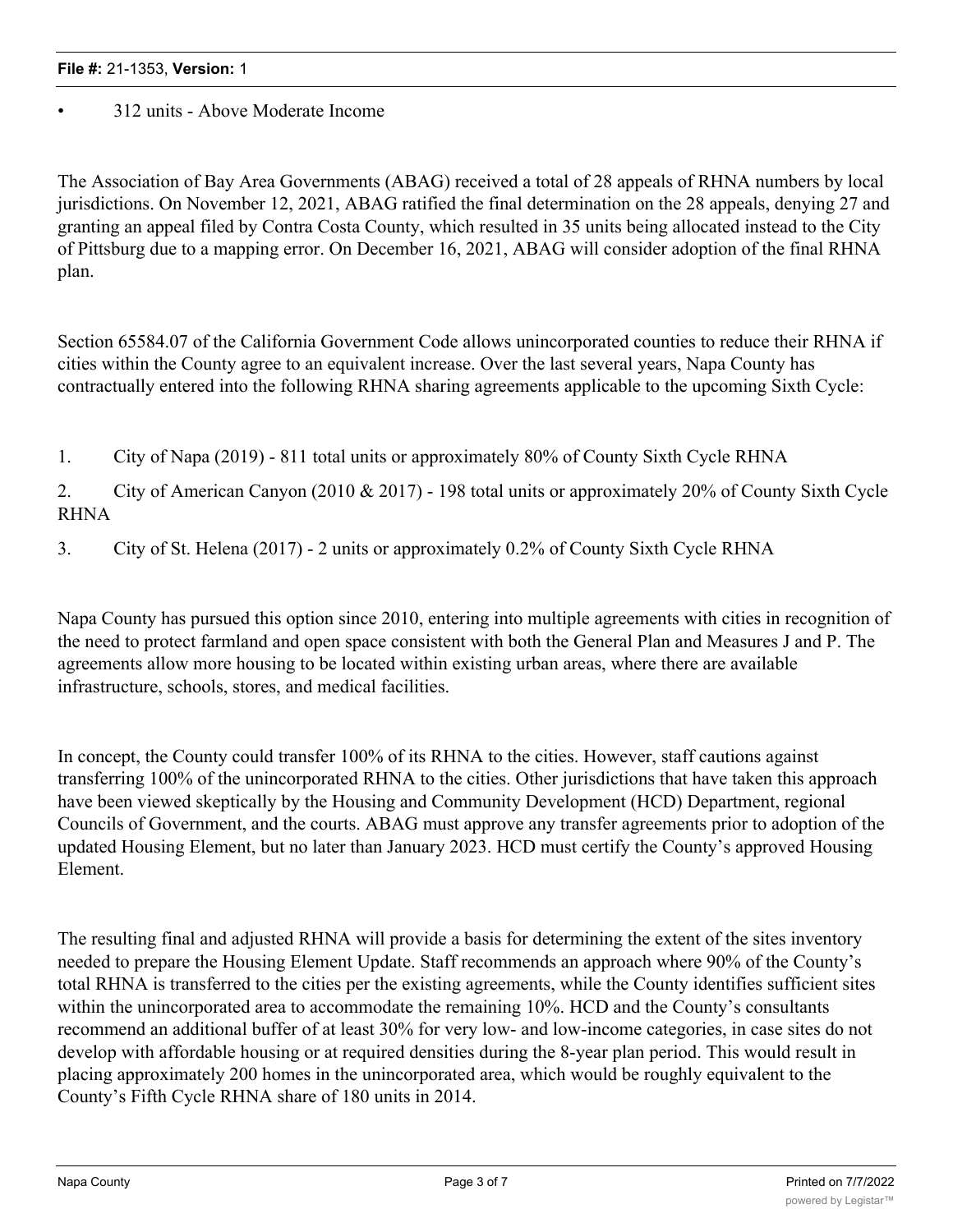- 312 units - Above Moderate Income

The Association of Bay Area Governments (ABAG) received a total of 28 appeals of RHNA numbers by local jurisdictions. On November 12, 2021, ABAG ratified the final determination on the 28 appeals, denying 27 and granting an appeal filed by Contra Costa County, which resulted in 35 units being allocated instead to the City of Pittsburg due to a mapping error. On December 16, 2021, ABAG will consider adoption of the final RHNA plan.

Section 65584.07 of the California Government Code allows unincorporated counties to reduce their RHNA if cities within the County agree to an equivalent increase. Over the last several years, Napa County has contractually entered into the following RHNA sharing agreements applicable to the upcoming Sixth Cycle:

1. City of Napa (2019) - 811 total units or approximately 80% of County Sixth Cycle RHNA
2. City of American Canyon (2010 & 2017) - 198 total units or approximately 20% of County Sixth Cycle RHNA
3. City of St. Helena (2017) - 2 units or approximately 0.2% of County Sixth Cycle RHNA

Napa County has pursued this option since 2010, entering into multiple agreements with cities in recognition of the need to protect farmland and open space consistent with both the General Plan and Measures J and P. The agreements allow more housing to be located within existing urban areas, where there are available infrastructure, schools, stores, and medical facilities.

In concept, the County could transfer 100% of its RHNA to the cities. However, staff cautions against transferring 100% of the unincorporated RHNA to the cities. Other jurisdictions that have taken this approach have been viewed skeptically by the Housing and Community Development (HCD) Department, regional Councils of Government, and the courts. ABAG must approve any transfer agreements prior to adoption of the updated Housing Element, but no later than January 2023. HCD must certify the County's approved Housing Element.

The resulting final and adjusted RHNA will provide a basis for determining the extent of the sites inventory needed to prepare the Housing Element Update. Staff recommends an approach where 90% of the County's total RHNA is transferred to the cities per the existing agreements, while the County identifies sufficient sites within the unincorporated area to accommodate the remaining 10%. HCD and the County's consultants recommend an additional buffer of at least 30% for very low- and low-income categories, in case sites do not develop with affordable housing or at required densities during the 8-year plan period. This would result in placing approximately 200 homes in the unincorporated area, which would be roughly equivalent to the County's Fifth Cycle RHNA share of 180 units in 2014.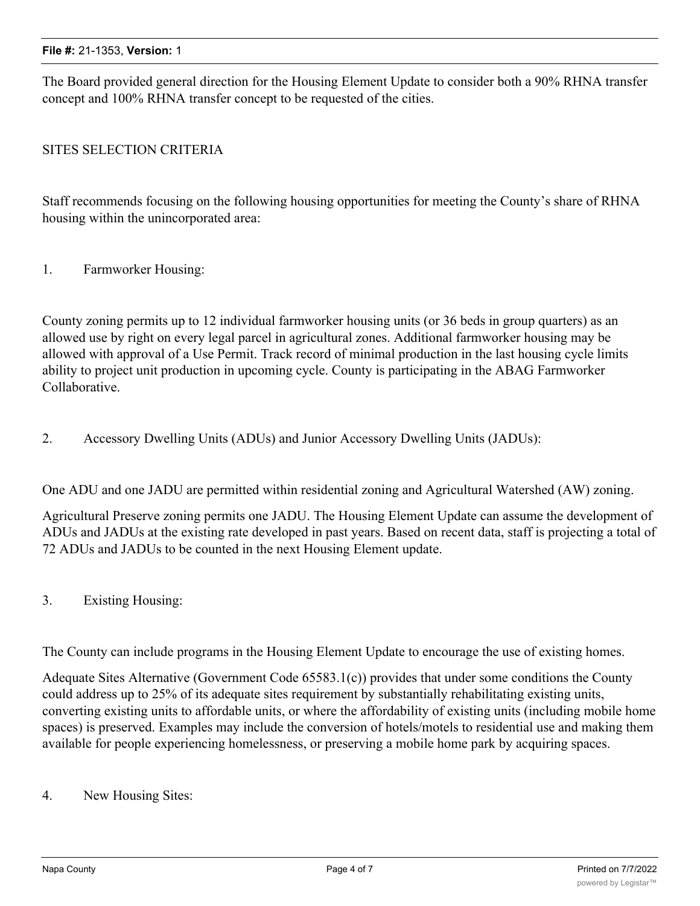The Board provided general direction for the Housing Element Update to consider both a 90% RHNA transfer concept and 100% RHNA transfer concept to be requested of the cities.

## SITES SELECTION CRITERIA

Staff recommends focusing on the following housing opportunities for meeting the County's share of RHNA housing within the unincorporated area:

1. Farmworker Housing:

County zoning permits up to 12 individual farmworker housing units (or 36 beds in group quarters) as an allowed use by right on every legal parcel in agricultural zones. Additional farmworker housing may be allowed with approval of a Use Permit. Track record of minimal production in the last housing cycle limits ability to project unit production in upcoming cycle. County is participating in the ABAG Farmworker Collaborative.

2. Accessory Dwelling Units (ADUs) and Junior Accessory Dwelling Units (JADUs):

One ADU and one JADU are permitted within residential zoning and Agricultural Watershed (AW) zoning.

Agricultural Preserve zoning permits one JADU. The Housing Element Update can assume the development of ADUs and JADUs at the existing rate developed in past years. Based on recent data, staff is projecting a total of 72 ADUs and JADUs to be counted in the next Housing Element update.

3. Existing Housing:

The County can include programs in the Housing Element Update to encourage the use of existing homes.

Adequate Sites Alternative (Government Code 65583.1(c)) provides that under some conditions the County could address up to 25% of its adequate sites requirement by substantially rehabilitating existing units, converting existing units to affordable units, or where the affordability of existing units (including mobile home spaces) is preserved. Examples may include the conversion of hotels/motels to residential use and making them available for people experiencing homelessness, or preserving a mobile home park by acquiring spaces.

4. New Housing Sites: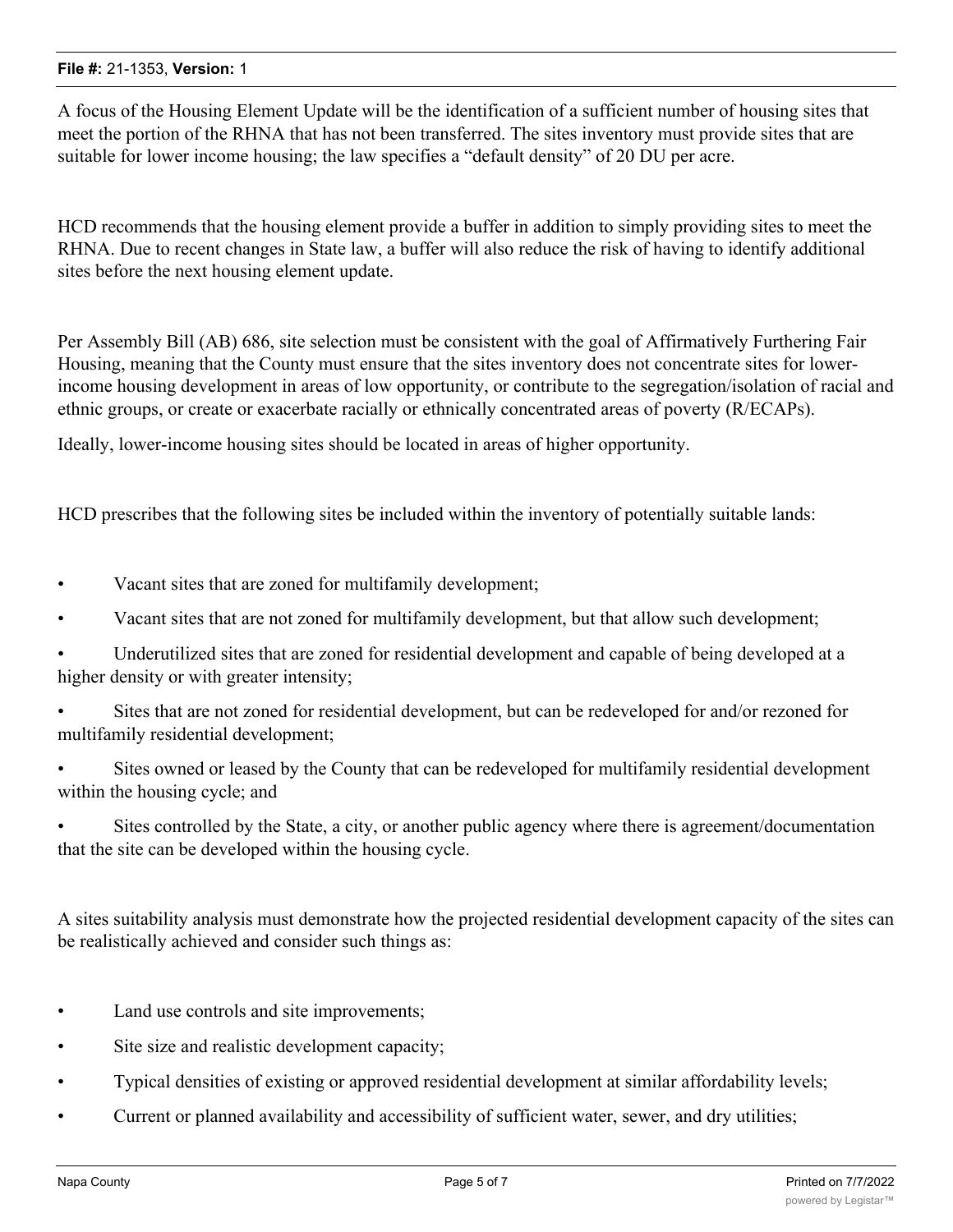A focus of the Housing Element Update will be the identification of a sufficient number of housing sites that meet the portion of the RHNA that has not been transferred. The sites inventory must provide sites that are suitable for lower income housing; the law specifies a "default density" of 20 DU per acre.

HCD recommends that the housing element provide a buffer in addition to simply providing sites to meet the RHNA. Due to recent changes in State law, a buffer will also reduce the risk of having to identify additional sites before the next housing element update.

Per Assembly Bill (AB) 686, site selection must be consistent with the goal of Affirmatively Furthering Fair Housing, meaning that the County must ensure that the sites inventory does not concentrate sites for lower-income housing development in areas of low opportunity, or contribute to the segregation/isolation of racial and ethnic groups, or create or exacerbate racially or ethnically concentrated areas of poverty (R/ECAPs).

Ideally, lower-income housing sites should be located in areas of higher opportunity.

HCD prescribes that the following sites be included within the inventory of potentially suitable lands:

- Vacant sites that are zoned for multifamily development;
- Vacant sites that are not zoned for multifamily development, but that allow such development;
- Underutilized sites that are zoned for residential development and capable of being developed at a higher density or with greater intensity;
- Sites that are not zoned for residential development, but can be redeveloped for and/or rezoned for multifamily residential development;
- Sites owned or leased by the County that can be redeveloped for multifamily residential development within the housing cycle; and
- Sites controlled by the State, a city, or another public agency where there is agreement/documentation that the site can be developed within the housing cycle.

A sites suitability analysis must demonstrate how the projected residential development capacity of the sites can be realistically achieved and consider such things as:

- Land use controls and site improvements;
- Site size and realistic development capacity;
- Typical densities of existing or approved residential development at similar affordability levels;
- Current or planned availability and accessibility of sufficient water, sewer, and dry utilities;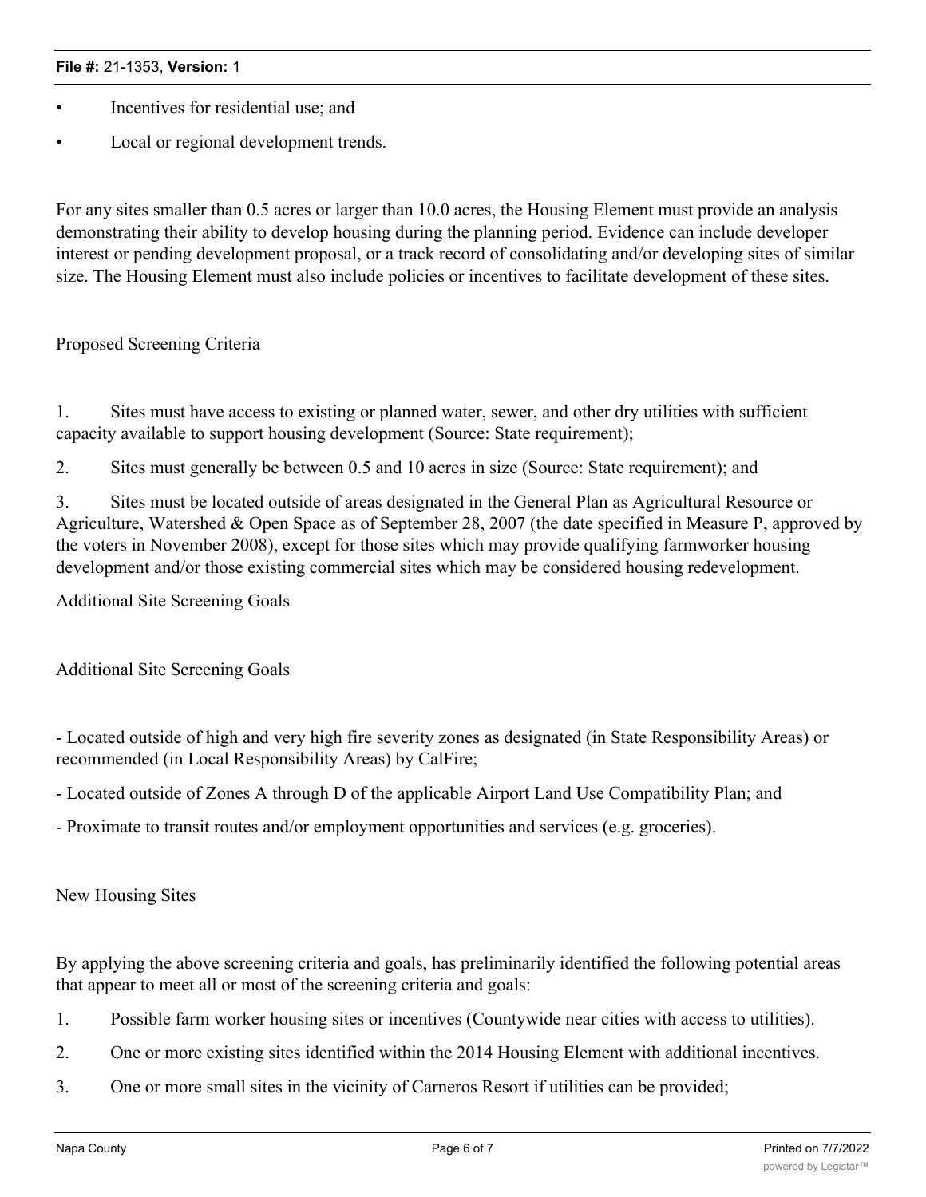- Incentives for residential use; and
- Local or regional development trends.

For any sites smaller than 0.5 acres or larger than 10.0 acres, the Housing Element must provide an analysis demonstrating their ability to develop housing during the planning period. Evidence can include developer interest or pending development proposal, or a track record of consolidating and/or developing sites of similar size. The Housing Element must also include policies or incentives to facilitate development of these sites.

Proposed Screening Criteria

1. Sites must have access to existing or planned water, sewer, and other dry utilities with sufficient capacity available to support housing development (Source: State requirement);
2. Sites must generally be between 0.5 and 10 acres in size (Source: State requirement); and
3. Sites must be located outside of areas designated in the General Plan as Agricultural Resource or Agriculture, Watershed & Open Space as of September 28, 2007 (the date specified in Measure P, approved by the voters in November 2008), except for those sites which may provide qualifying farmworker housing development and/or those existing commercial sites which may be considered housing redevelopment.

Additional Site Screening Goals

Additional Site Screening Goals

- Located outside of high and very high fire severity zones as designated (in State Responsibility Areas) or recommended (in Local Responsibility Areas) by CalFire;
- Located outside of Zones A through D of the applicable Airport Land Use Compatibility Plan; and
- Proximate to transit routes and/or employment opportunities and services (e.g. groceries).

New Housing Sites

By applying the above screening criteria and goals, has preliminarily identified the following potential areas that appear to meet all or most of the screening criteria and goals:

1. Possible farm worker housing sites or incentives (Countywide near cities with access to utilities).
2. One or more existing sites identified within the 2014 Housing Element with additional incentives.
3. One or more small sites in the vicinity of Carneros Resort if utilities can be provided;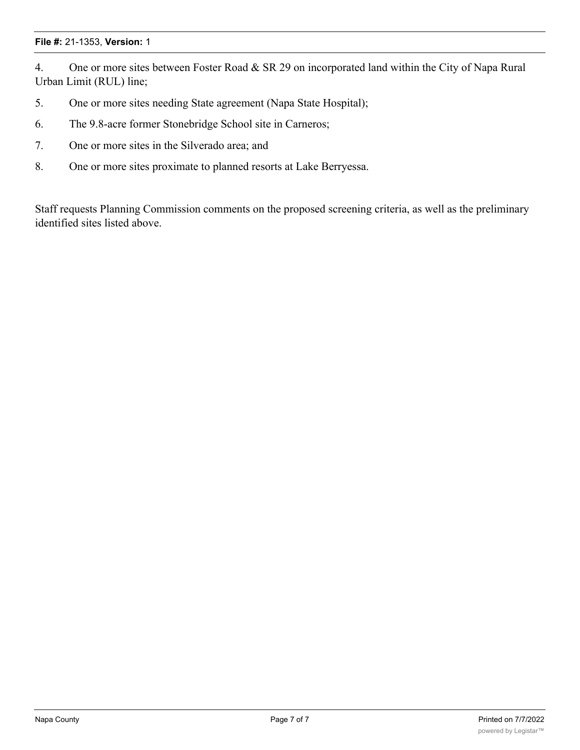4. One or more sites between Foster Road & SR 29 on incorporated land within the City of Napa Rural Urban Limit (RUL) line;
5. One or more sites needing State agreement (Napa State Hospital);
6. The 9.8-acre former Stonebridge School site in Carneros;
7. One or more sites in the Silverado area; and
8. One or more sites proximate to planned resorts at Lake Berryessa.

Staff requests Planning Commission comments on the proposed screening criteria, as well as the preliminary identified sites listed above.